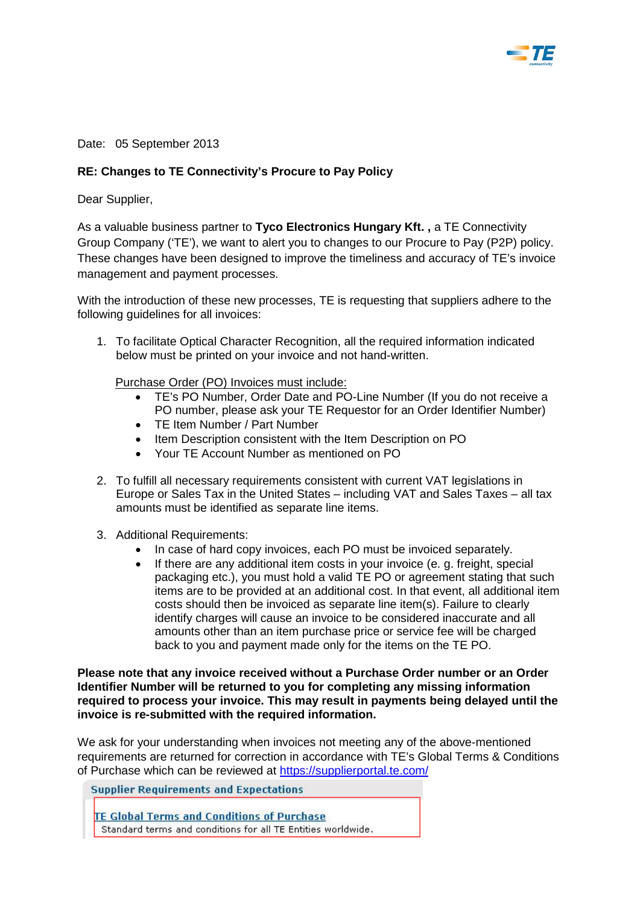Date: 05 September 2013

**RE: Changes to TE Connectivity's Procure to Pay Policy**

Dear Supplier,

As a valuable business partner to **Tyco Electronics Hungary Kft. ,** a TE Connectivity Group Company ('TE'), we want to alert you to changes to our Procure to Pay (P2P) policy. These changes have been designed to improve the timeliness and accuracy of TE's invoice management and payment processes.

With the introduction of these new processes, TE is requesting that suppliers adhere to the following guidelines for all invoices:

1. To facilitate Optical Character Recognition, all the required information indicated below must be printed on your invoice and not hand-written.

   Purchase Order (PO) Invoices must include:
   - TE's PO Number, Order Date and PO-Line Number (If you do not receive a PO number, please ask your TE Requestor for an Order Identifier Number)
   - TE Item Number / Part Number
   - Item Description consistent with the Item Description on PO
   - Your TE Account Number as mentioned on PO

2. To fulfill all necessary requirements consistent with current VAT legislations in Europe or Sales Tax in the United States – including VAT and Sales Taxes – all tax amounts must be identified as separate line items.

3. Additional Requirements:
   - In case of hard copy invoices, each PO must be invoiced separately.
   - If there are any additional item costs in your invoice (e. g. freight, special packaging etc.), you must hold a valid TE PO or agreement stating that such items are to be provided at an additional cost. In that event, all additional item costs should then be invoiced as separate line item(s). Failure to clearly identify charges will cause an invoice to be considered inaccurate and all amounts other than an item purchase price or service fee will be charged back to you and payment made only for the items on the TE PO.

**Please note that any invoice received without a Purchase Order number or an Order Identifier Number will be returned to you for completing any missing information required to process your invoice. This may result in payments being delayed until the invoice is re-submitted with the required information.**

We ask for your understanding when invoices not meeting any of the above-mentioned requirements are returned for correction in accordance with TE's Global Terms & Conditions of Purchase which can be reviewed at https://supplierportal.te.com/

**Supplier Requirements and Expectations**

TE Global Terms and Conditions of Purchase
Standard terms and conditions for all TE Entities worldwide.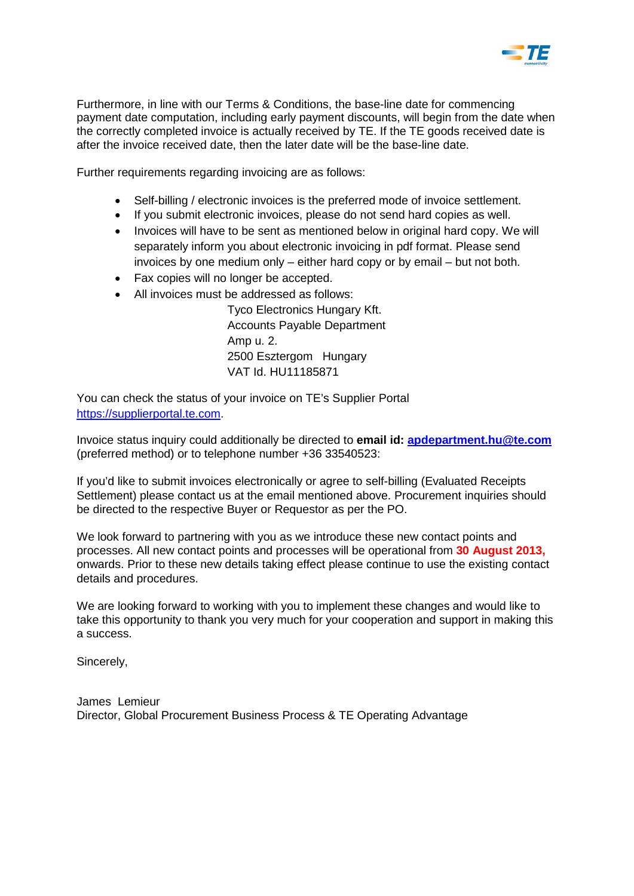Furthermore, in line with our Terms & Conditions, the base-line date for commencing payment date computation, including early payment discounts, will begin from the date when the correctly completed invoice is actually received by TE. If the TE goods received date is after the invoice received date, then the later date will be the base-line date.

Further requirements regarding invoicing are as follows:

- Self-billing / electronic invoices is the preferred mode of invoice settlement.
- If you submit electronic invoices, please do not send hard copies as well.
- Invoices will have to be sent as mentioned below in original hard copy. We will separately inform you about electronic invoicing in pdf format. Please send invoices by one medium only – either hard copy or by email – but not both.
- Fax copies will no longer be accepted.
- All invoices must be addressed as follows:

  Tyco Electronics Hungary Kft.
  Accounts Payable Department
  Amp u. 2.
  2500 Esztergom Hungary
  VAT Id. HU11185871

You can check the status of your invoice on TE's Supplier Portal https://supplierportal.te.com.

Invoice status inquiry could additionally be directed to **email id: apdepartment.hu@te.com** (preferred method) or to telephone number +36 33540523:

If you'd like to submit invoices electronically or agree to self-billing (Evaluated Receipts Settlement) please contact us at the email mentioned above. Procurement inquiries should be directed to the respective Buyer or Requestor as per the PO.

We look forward to partnering with you as we introduce these new contact points and processes. All new contact points and processes will be operational from **30 August 2013,** onwards. Prior to these new details taking effect please continue to use the existing contact details and procedures.

We are looking forward to working with you to implement these changes and would like to take this opportunity to thank you very much for your cooperation and support in making this a success.

Sincerely,

James Lemieur
Director, Global Procurement Business Process & TE Operating Advantage